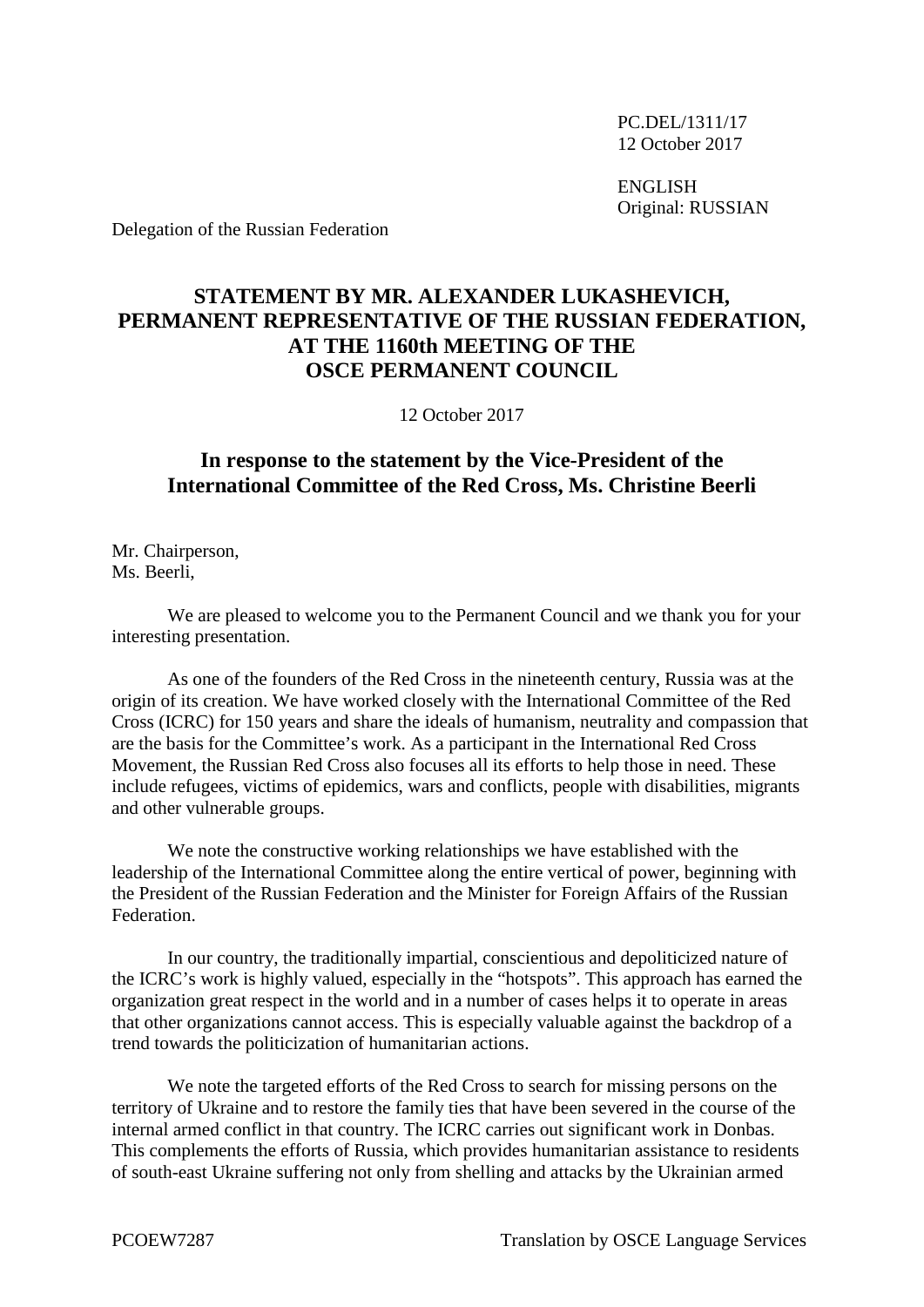PC.DEL/1311/17
12 October 2017

ENGLISH
Original: RUSSIAN

Delegation of the Russian Federation

## STATEMENT BY MR. ALEXANDER LUKASHEVICH, PERMANENT REPRESENTATIVE OF THE RUSSIAN FEDERATION, AT THE 1160th MEETING OF THE OSCE PERMANENT COUNCIL

12 October 2017

### In response to the statement by the Vice-President of the International Committee of the Red Cross, Ms. Christine Beerli

Mr. Chairperson,
Ms. Beerli,

We are pleased to welcome you to the Permanent Council and we thank you for your interesting presentation.

As one of the founders of the Red Cross in the nineteenth century, Russia was at the origin of its creation. We have worked closely with the International Committee of the Red Cross (ICRC) for 150 years and share the ideals of humanism, neutrality and compassion that are the basis for the Committee's work. As a participant in the International Red Cross Movement, the Russian Red Cross also focuses all its efforts to help those in need. These include refugees, victims of epidemics, wars and conflicts, people with disabilities, migrants and other vulnerable groups.

We note the constructive working relationships we have established with the leadership of the International Committee along the entire vertical of power, beginning with the President of the Russian Federation and the Minister for Foreign Affairs of the Russian Federation.

In our country, the traditionally impartial, conscientious and depoliticized nature of the ICRC's work is highly valued, especially in the "hotspots". This approach has earned the organization great respect in the world and in a number of cases helps it to operate in areas that other organizations cannot access. This is especially valuable against the backdrop of a trend towards the politicization of humanitarian actions.

We note the targeted efforts of the Red Cross to search for missing persons on the territory of Ukraine and to restore the family ties that have been severed in the course of the internal armed conflict in that country. The ICRC carries out significant work in Donbas. This complements the efforts of Russia, which provides humanitarian assistance to residents of south-east Ukraine suffering not only from shelling and attacks by the Ukrainian armed

PCOEW7287 Translation by OSCE Language Services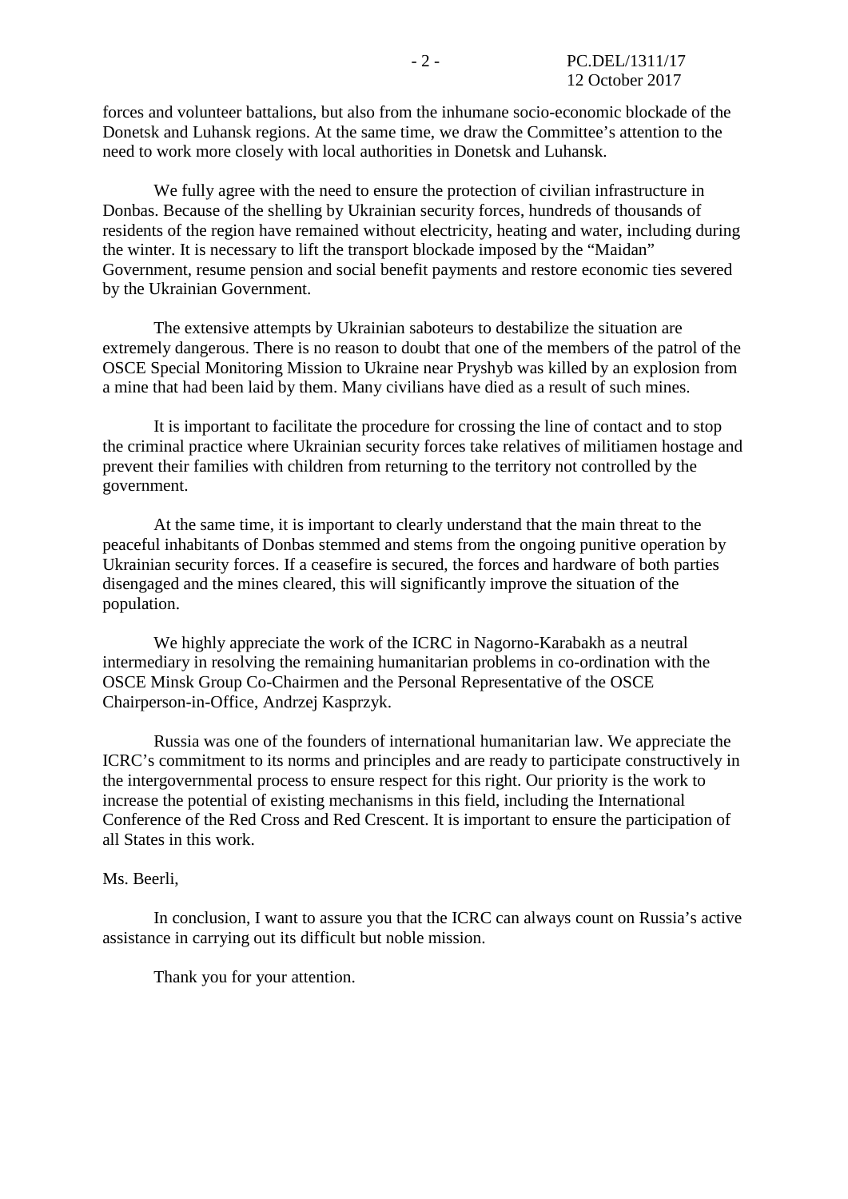forces and volunteer battalions, but also from the inhumane socio-economic blockade of the Donetsk and Luhansk regions. At the same time, we draw the Committee's attention to the need to work more closely with local authorities in Donetsk and Luhansk.

We fully agree with the need to ensure the protection of civilian infrastructure in Donbas. Because of the shelling by Ukrainian security forces, hundreds of thousands of residents of the region have remained without electricity, heating and water, including during the winter. It is necessary to lift the transport blockade imposed by the "Maidan" Government, resume pension and social benefit payments and restore economic ties severed by the Ukrainian Government.

The extensive attempts by Ukrainian saboteurs to destabilize the situation are extremely dangerous. There is no reason to doubt that one of the members of the patrol of the OSCE Special Monitoring Mission to Ukraine near Pryshyb was killed by an explosion from a mine that had been laid by them. Many civilians have died as a result of such mines.

It is important to facilitate the procedure for crossing the line of contact and to stop the criminal practice where Ukrainian security forces take relatives of militiamen hostage and prevent their families with children from returning to the territory not controlled by the government.

At the same time, it is important to clearly understand that the main threat to the peaceful inhabitants of Donbas stemmed and stems from the ongoing punitive operation by Ukrainian security forces. If a ceasefire is secured, the forces and hardware of both parties disengaged and the mines cleared, this will significantly improve the situation of the population.

We highly appreciate the work of the ICRC in Nagorno-Karabakh as a neutral intermediary in resolving the remaining humanitarian problems in co-ordination with the OSCE Minsk Group Co-Chairmen and the Personal Representative of the OSCE Chairperson-in-Office, Andrzej Kasprzyk.

Russia was one of the founders of international humanitarian law. We appreciate the ICRC's commitment to its norms and principles and are ready to participate constructively in the intergovernmental process to ensure respect for this right. Our priority is the work to increase the potential of existing mechanisms in this field, including the International Conference of the Red Cross and Red Crescent. It is important to ensure the participation of all States in this work.

Ms. Beerli,

In conclusion, I want to assure you that the ICRC can always count on Russia's active assistance in carrying out its difficult but noble mission.

Thank you for your attention.